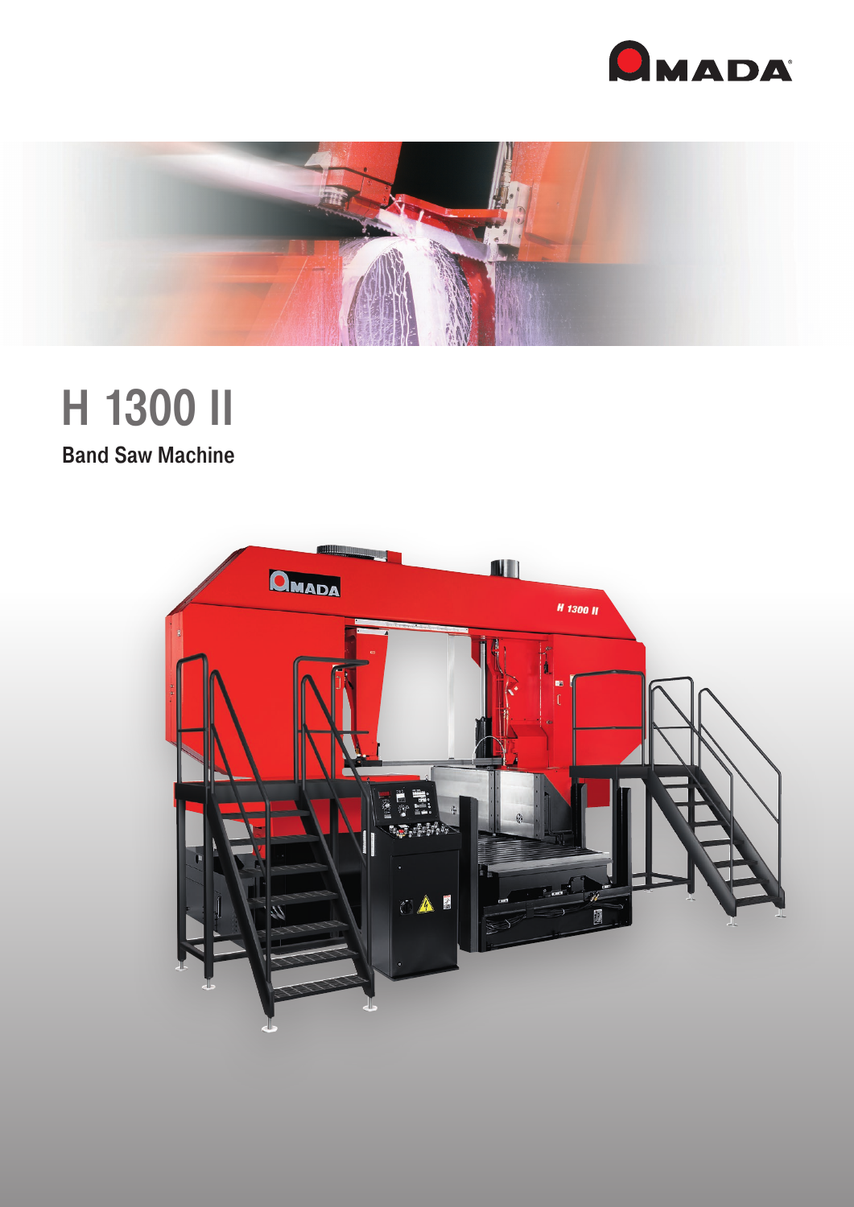# H 1300 II

## Band Saw Machine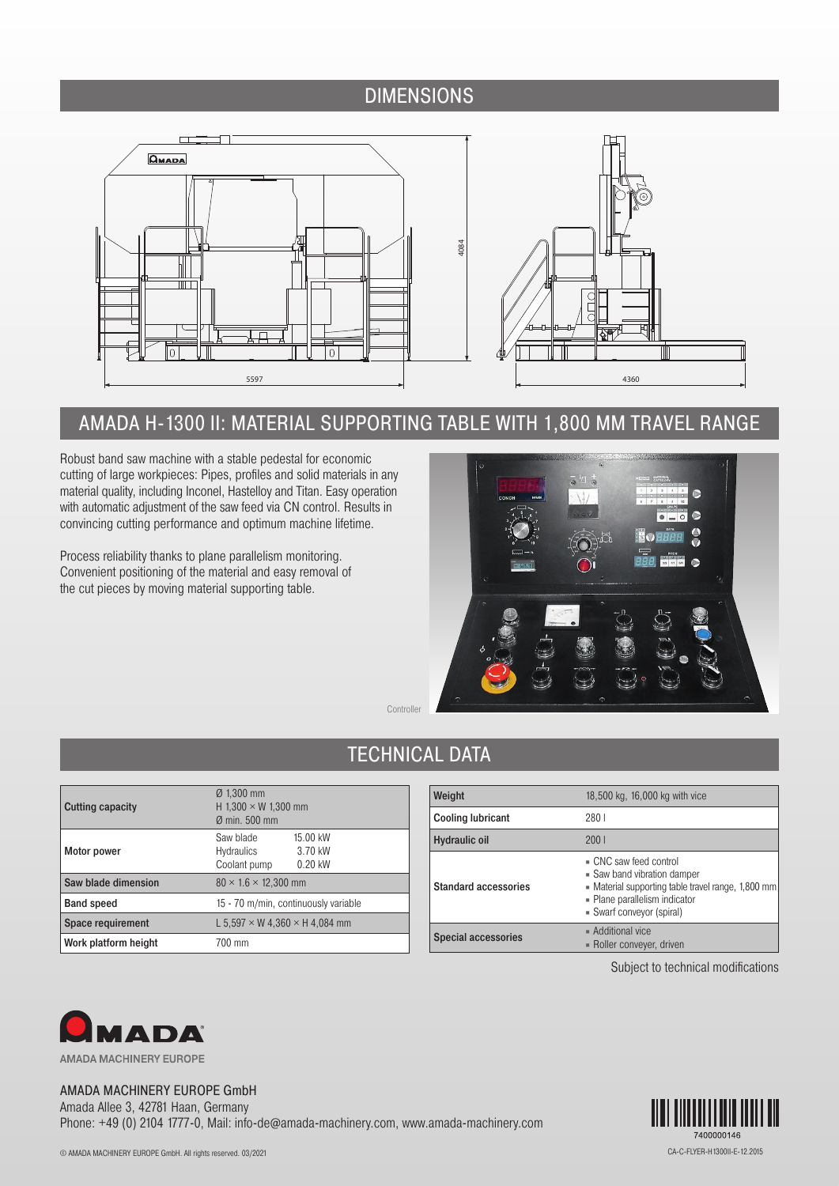## DIMENSIONS

4084

5597

4360

## AMADA H-1300 II: MATERIAL SUPPORTING TABLE WITH 1,800 MM TRAVEL RANGE

Robust band saw machine with a stable pedestal for economic cutting of large workpieces: Pipes, profiles and solid materials in any material quality, including Inconel, Hastelloy and Titan. Easy operation with automatic adjustment of the saw feed via CN control. Results in convincing cutting performance and optimum machine lifetime.

Process reliability thanks to plane parallelism monitoring. Convenient positioning of the material and easy removal of the cut pieces by moving material supporting table.

Controller

## TECHNICAL DATA

| | |
|---|---|
| **Cutting capacity** | Ø 1,300 mm<br>H 1,300 × W 1,300 mm<br>Ø min. 500 mm |
| **Motor power** | Saw blade 15.00 kW<br>Hydraulics 3.70 kW<br>Coolant pump 0.20 kW |
| **Saw blade dimension** | 80 × 1.6 × 12,300 mm |
| **Band speed** | 15 - 70 m/min, continuously variable |
| **Space requirement** | L 5,597 × W 4,360 × H 4,084 mm |
| **Work platform height** | 700 mm |

| | |
|---|---|
| **Weight** | 18,500 kg, 16,000 kg with vice |
| **Cooling lubricant** | 280 l |
| **Hydraulic oil** | 200 l |
| **Standard accessories** | ▪ CNC saw feed control<br>▪ Saw band vibration damper<br>▪ Material supporting table travel range, 1,800 mm<br>▪ Plane parallelism indicator<br>▪ Swarf conveyor (spiral) |
| **Special accessories** | ▪ Additional vice<br>▪ Roller conveyer, driven |

Subject to technical modifications

AMADA MACHINERY EUROPE

AMADA MACHINERY EUROPE GmbH
Amada Allee 3, 42781 Haan, Germany
Phone: +49 (0) 2104 1777-0, Mail: info-de@amada-machinery.com, www.amada-machinery.com

7400000146

© AMADA MACHINERY EUROPE GmbH. All rights reserved. 03/2021

CA-C-FLYER-H1300II-E-12.2015